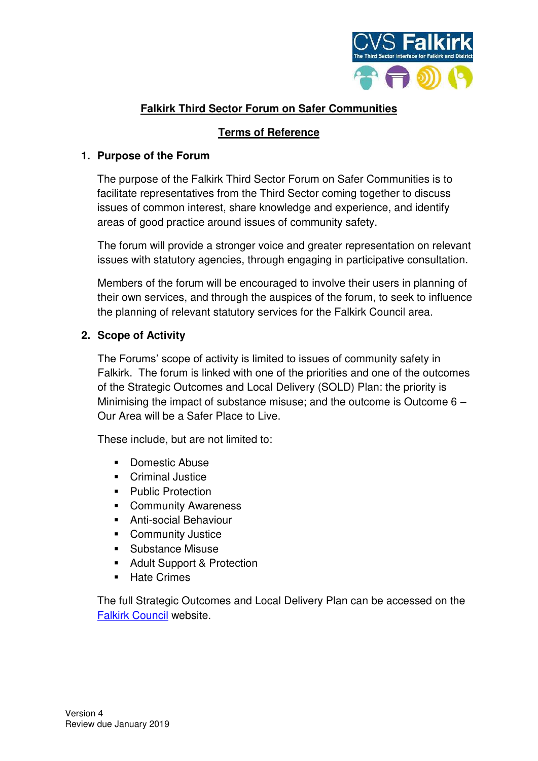# Falkirk Third Sector Forum on Safer Communities

## Terms of Reference

### 1. Purpose of the Forum

The purpose of the Falkirk Third Sector Forum on Safer Communities is to facilitate representatives from the Third Sector coming together to discuss issues of common interest, share knowledge and experience, and identify areas of good practice around issues of community safety.

The forum will provide a stronger voice and greater representation on relevant issues with statutory agencies, through engaging in participative consultation.

Members of the forum will be encouraged to involve their users in planning of their own services, and through the auspices of the forum, to seek to influence the planning of relevant statutory services for the Falkirk Council area.

### 2. Scope of Activity

The Forums' scope of activity is limited to issues of community safety in Falkirk. The forum is linked with one of the priorities and one of the outcomes of the Strategic Outcomes and Local Delivery (SOLD) Plan: the priority is Minimising the impact of substance misuse; and the outcome is Outcome 6 – Our Area will be a Safer Place to Live.

These include, but are not limited to:

- Domestic Abuse
- Criminal Justice
- Public Protection
- Community Awareness
- Anti-social Behaviour
- Community Justice
- Substance Misuse
- Adult Support & Protection
- Hate Crimes

The full Strategic Outcomes and Local Delivery Plan can be accessed on the Falkirk Council website.

Version 4
Review due January 2019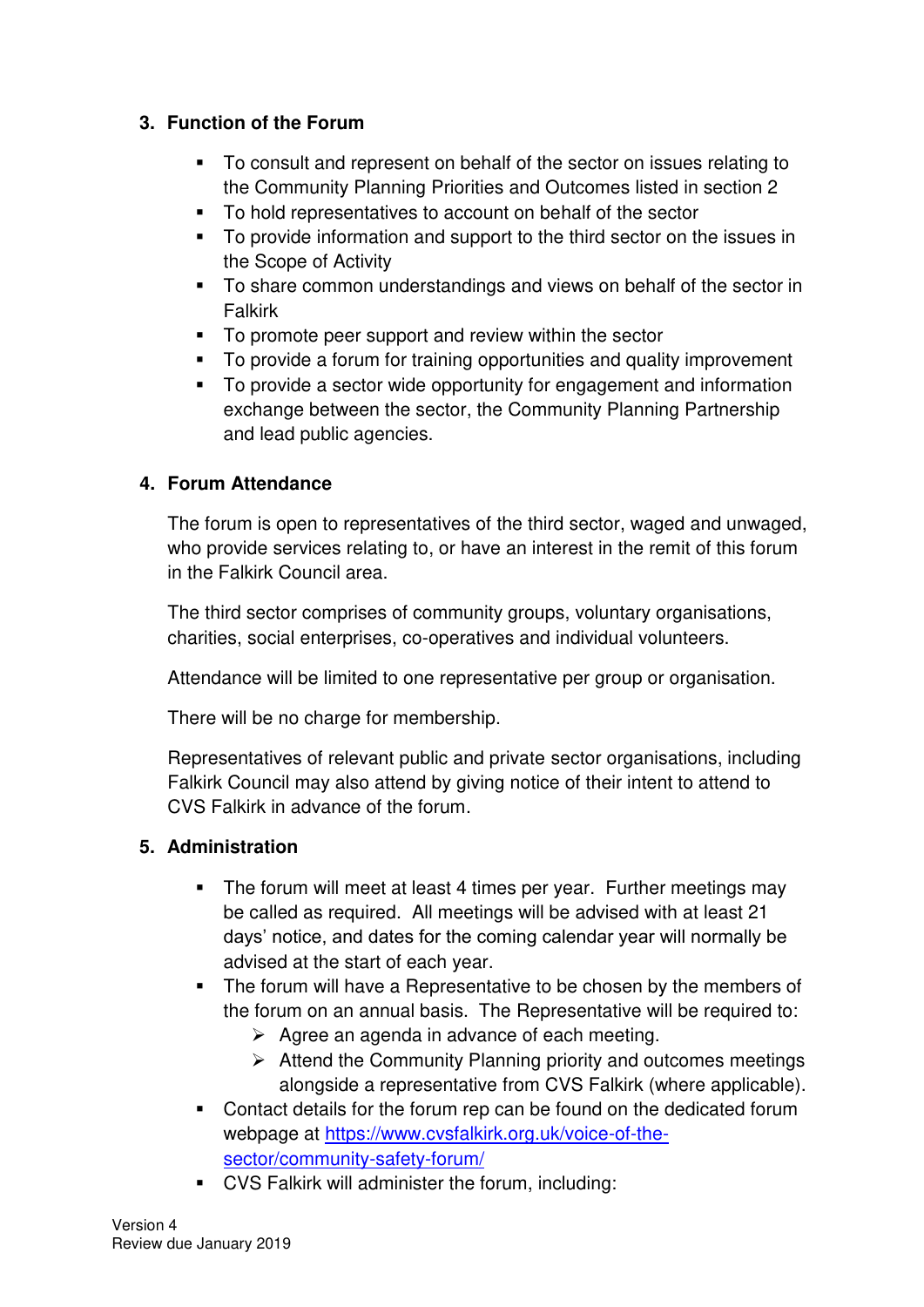## 3. Function of the Forum

- To consult and represent on behalf of the sector on issues relating to the Community Planning Priorities and Outcomes listed in section 2
- To hold representatives to account on behalf of the sector
- To provide information and support to the third sector on the issues in the Scope of Activity
- To share common understandings and views on behalf of the sector in Falkirk
- To promote peer support and review within the sector
- To provide a forum for training opportunities and quality improvement
- To provide a sector wide opportunity for engagement and information exchange between the sector, the Community Planning Partnership and lead public agencies.

## 4. Forum Attendance

The forum is open to representatives of the third sector, waged and unwaged, who provide services relating to, or have an interest in the remit of this forum in the Falkirk Council area.

The third sector comprises of community groups, voluntary organisations, charities, social enterprises, co-operatives and individual volunteers.

Attendance will be limited to one representative per group or organisation.

There will be no charge for membership.

Representatives of relevant public and private sector organisations, including Falkirk Council may also attend by giving notice of their intent to attend to CVS Falkirk in advance of the forum.

## 5. Administration

- The forum will meet at least 4 times per year. Further meetings may be called as required. All meetings will be advised with at least 21 days' notice, and dates for the coming calendar year will normally be advised at the start of each year.
- The forum will have a Representative to be chosen by the members of the forum on an annual basis. The Representative will be required to:
  - Agree an agenda in advance of each meeting.
  - Attend the Community Planning priority and outcomes meetings alongside a representative from CVS Falkirk (where applicable).
- Contact details for the forum rep can be found on the dedicated forum webpage at [https://www.cvsfalkirk.org.uk/voice-of-the-sector/community-safety-forum/](https://www.cvsfalkirk.org.uk/voice-of-the-sector/community-safety-forum/)
- CVS Falkirk will administer the forum, including: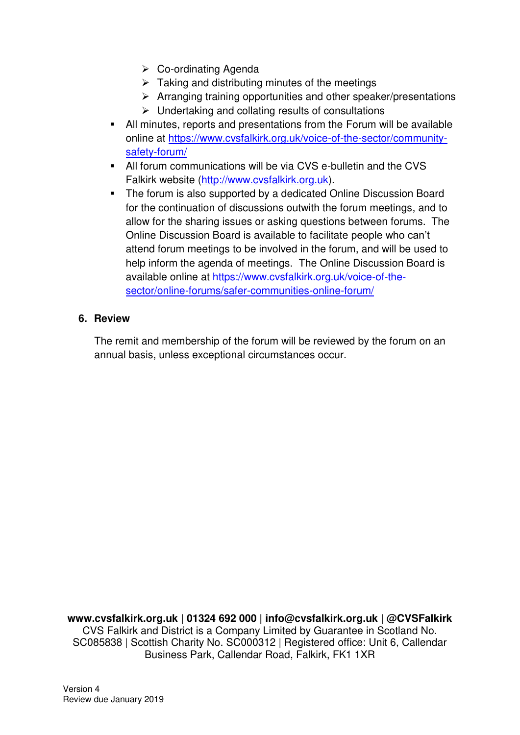- Co-ordinating Agenda
    - Taking and distributing minutes of the meetings
    - Arranging training opportunities and other speaker/presentations
    - Undertaking and collating results of consultations
- All minutes, reports and presentations from the Forum will be available online at [https://www.cvsfalkirk.org.uk/voice-of-the-sector/community-safety-forum/](https://www.cvsfalkirk.org.uk/voice-of-the-sector/community-safety-forum/)
- All forum communications will be via CVS e-bulletin and the CVS Falkirk website ([http://www.cvsfalkirk.org.uk](http://www.cvsfalkirk.org.uk)).
- The forum is also supported by a dedicated Online Discussion Board for the continuation of discussions outwith the forum meetings, and to allow for the sharing issues or asking questions between forums. The Online Discussion Board is available to facilitate people who can't attend forum meetings to be involved in the forum, and will be used to help inform the agenda of meetings. The Online Discussion Board is available online at [https://www.cvsfalkirk.org.uk/voice-of-the-sector/online-forums/safer-communities-online-forum/](https://www.cvsfalkirk.org.uk/voice-of-the-sector/online-forums/safer-communities-online-forum/)

**6. Review**

The remit and membership of the forum will be reviewed by the forum on an annual basis, unless exceptional circumstances occur.

**www.cvsfalkirk.org.uk | 01324 692 000 | info@cvsfalkirk.org.uk | @CVSFalkirk**
CVS Falkirk and District is a Company Limited by Guarantee in Scotland No. SC085838 | Scottish Charity No. SC000312 | Registered office: Unit 6, Callendar Business Park, Callendar Road, Falkirk, FK1 1XR

Version 4
Review due January 2019